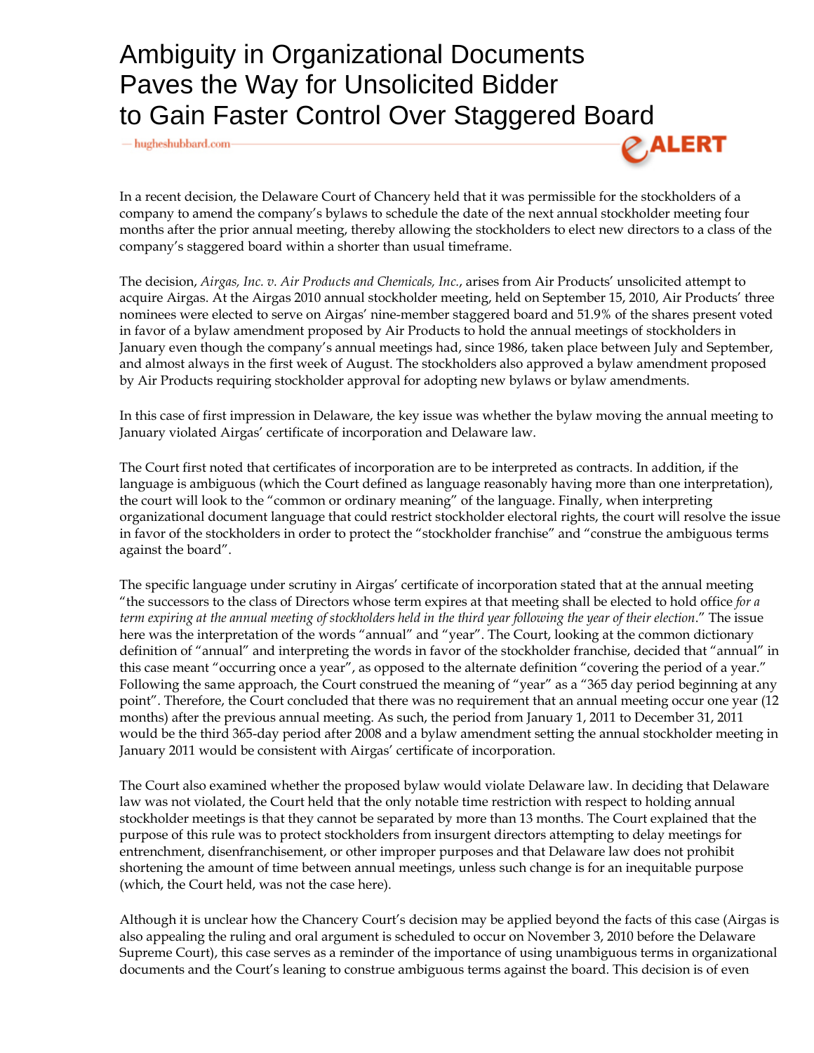# Ambiguity in Organizational Documents Paves the Way for Unsolicited Bidder to Gain Faster Control Over Staggered Board

— hugheshubbard.com

eALERT

In a recent decision, the Delaware Court of Chancery held that it was permissible for the stockholders of a company to amend the company's bylaws to schedule the date of the next annual stockholder meeting four months after the prior annual meeting, thereby allowing the stockholders to elect new directors to a class of the company's staggered board within a shorter than usual timeframe.

The decision, *Airgas, Inc. v. Air Products and Chemicals, Inc.*, arises from Air Products' unsolicited attempt to acquire Airgas. At the Airgas 2010 annual stockholder meeting, held on September 15, 2010, Air Products' three nominees were elected to serve on Airgas' nine-member staggered board and 51.9% of the shares present voted in favor of a bylaw amendment proposed by Air Products to hold the annual meetings of stockholders in January even though the company's annual meetings had, since 1986, taken place between July and September, and almost always in the first week of August. The stockholders also approved a bylaw amendment proposed by Air Products requiring stockholder approval for adopting new bylaws or bylaw amendments.

In this case of first impression in Delaware, the key issue was whether the bylaw moving the annual meeting to January violated Airgas' certificate of incorporation and Delaware law.

The Court first noted that certificates of incorporation are to be interpreted as contracts. In addition, if the language is ambiguous (which the Court defined as language reasonably having more than one interpretation), the court will look to the "common or ordinary meaning" of the language. Finally, when interpreting organizational document language that could restrict stockholder electoral rights, the court will resolve the issue in favor of the stockholders in order to protect the "stockholder franchise" and "construe the ambiguous terms against the board".

The specific language under scrutiny in Airgas' certificate of incorporation stated that at the annual meeting "the successors to the class of Directors whose term expires at that meeting shall be elected to hold office *for a term expiring at the annual meeting of stockholders held in the third year following the year of their election*." The issue here was the interpretation of the words "annual" and "year". The Court, looking at the common dictionary definition of "annual" and interpreting the words in favor of the stockholder franchise, decided that "annual" in this case meant "occurring once a year", as opposed to the alternate definition "covering the period of a year." Following the same approach, the Court construed the meaning of "year" as a "365 day period beginning at any point". Therefore, the Court concluded that there was no requirement that an annual meeting occur one year (12 months) after the previous annual meeting. As such, the period from January 1, 2011 to December 31, 2011 would be the third 365-day period after 2008 and a bylaw amendment setting the annual stockholder meeting in January 2011 would be consistent with Airgas' certificate of incorporation.

The Court also examined whether the proposed bylaw would violate Delaware law. In deciding that Delaware law was not violated, the Court held that the only notable time restriction with respect to holding annual stockholder meetings is that they cannot be separated by more than 13 months. The Court explained that the purpose of this rule was to protect stockholders from insurgent directors attempting to delay meetings for entrenchment, disenfranchisement, or other improper purposes and that Delaware law does not prohibit shortening the amount of time between annual meetings, unless such change is for an inequitable purpose (which, the Court held, was not the case here).

Although it is unclear how the Chancery Court's decision may be applied beyond the facts of this case (Airgas is also appealing the ruling and oral argument is scheduled to occur on November 3, 2010 before the Delaware Supreme Court), this case serves as a reminder of the importance of using unambiguous terms in organizational documents and the Court's leaning to construe ambiguous terms against the board. This decision is of even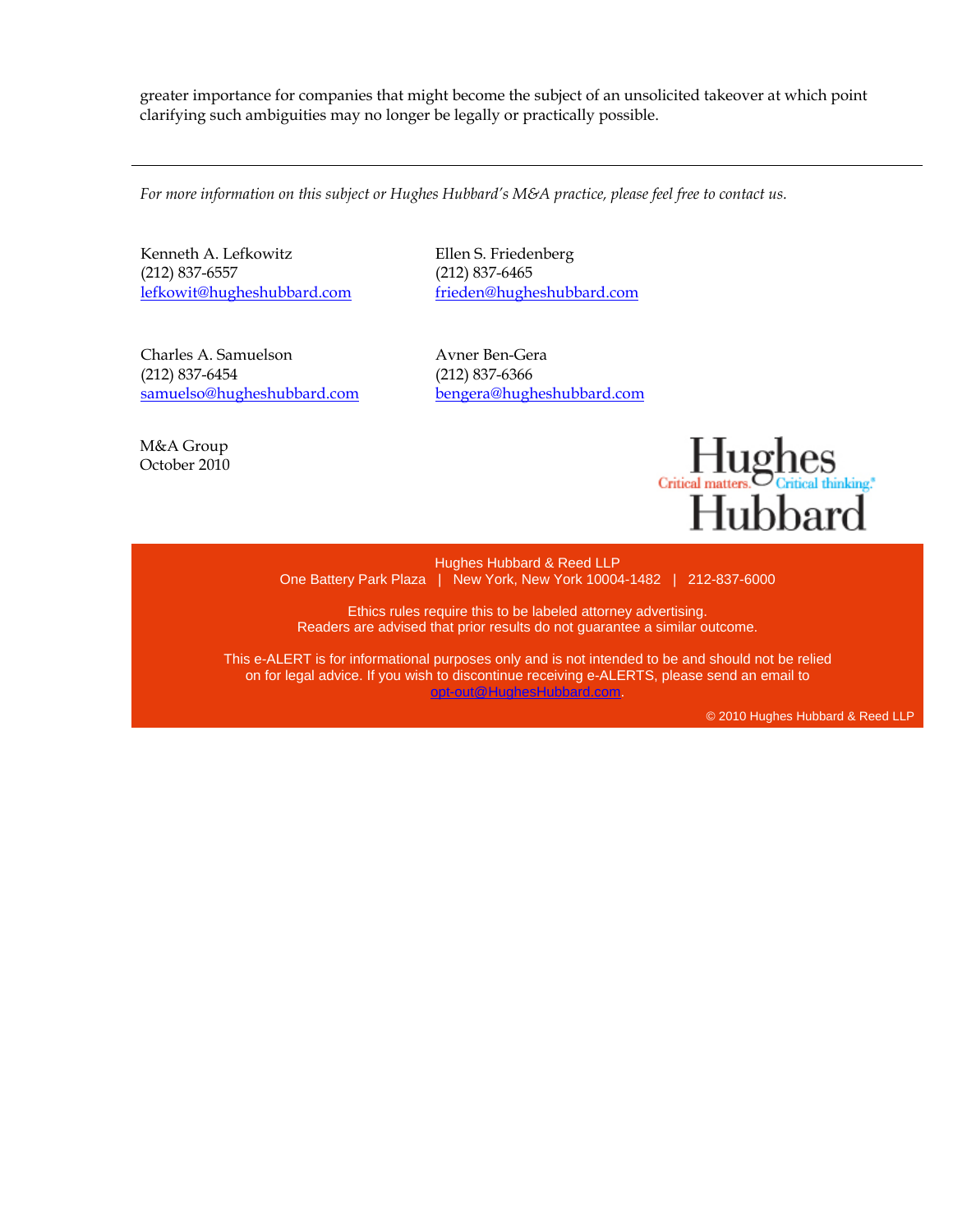greater importance for companies that might become the subject of an unsolicited takeover at which point clarifying such ambiguities may no longer be legally or practically possible.

---

*For more information on this subject or Hughes Hubbard's M&A practice, please feel free to contact us.*

Kenneth A. Lefkowitz
(212) 837-6557
lefkowit@hugheshubbard.com

Ellen S. Friedenberg
(212) 837-6465
frieden@hugheshubbard.com

Charles A. Samuelson
(212) 837-6454
samuelso@hugheshubbard.com

Avner Ben-Gera
(212) 837-6366
bengera@hugheshubbard.com

M&A Group
October 2010

Hughes Hubbard
Critical matters. Critical thinking.®

Hughes Hubbard & Reed LLP
One Battery Park Plaza | New York, New York 10004-1482 | 212-837-6000

Ethics rules require this to be labeled attorney advertising.
Readers are advised that prior results do not guarantee a similar outcome.

This e-ALERT is for informational purposes only and is not intended to be and should not be relied on for legal advice. If you wish to discontinue receiving e-ALERTS, please send an email to opt-out@HughesHubbard.com.

© 2010 Hughes Hubbard & Reed LLP